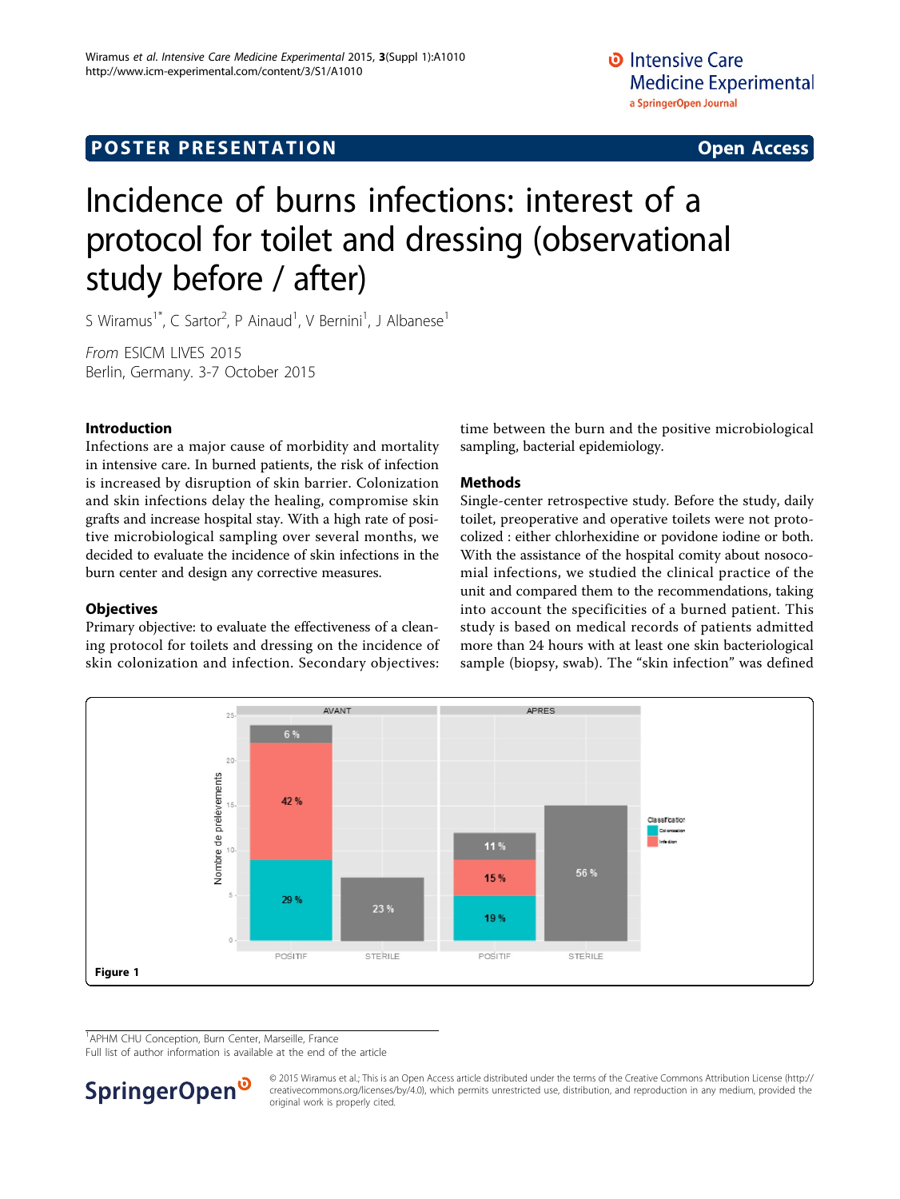# POSTER PRESENTATION

# Incidence of burns infections: interest of a protocol for toilet and dressing (observational study before / after)

S Wiramus[1]*, C Sartor[2], P Ainaud[1], V Bernini[1], J Albanese[1]

*From* ESICM LIVES 2015
Berlin, Germany. 3-7 October 2015

## Introduction

Infections are a major cause of morbidity and mortality in intensive care. In burned patients, the risk of infection is increased by disruption of skin barrier. Colonization and skin infections delay the healing, compromise skin grafts and increase hospital stay. With a high rate of positive microbiological sampling over several months, we decided to evaluate the incidence of skin infections in the burn center and design any corrective measures.

## Objectives

Primary objective: to evaluate the effectiveness of a cleaning protocol for toilets and dressing on the incidence of skin colonization and infection. Secondary objectives: time between the burn and the positive microbiological sampling, bacterial epidemiology.

## Methods

Single-center retrospective study. Before the study, daily toilet, preoperative and operative toilets were not protocolized : either chlorhexidine or povidone iodine or both. With the assistance of the hospital comity about nosocomial infections, we studied the clinical practice of the unit and compared them to the recommendations, taking into account the specificities of a burned patient. This study is based on medical records of patients admitted more than 24 hours with at least one skin bacteriological sample (biopsy, swab). The "skin infection" was defined

Figure 1

[1]APHM CHU Conception, Burn Center, Marseille, France
Full list of author information is available at the end of the article

© 2015 Wiramus et al.; This is an Open Access article distributed under the terms of the Creative Commons Attribution License (http://creativecommons.org/licenses/by/4.0), which permits unrestricted use, distribution, and reproduction in any medium, provided the original work is properly cited.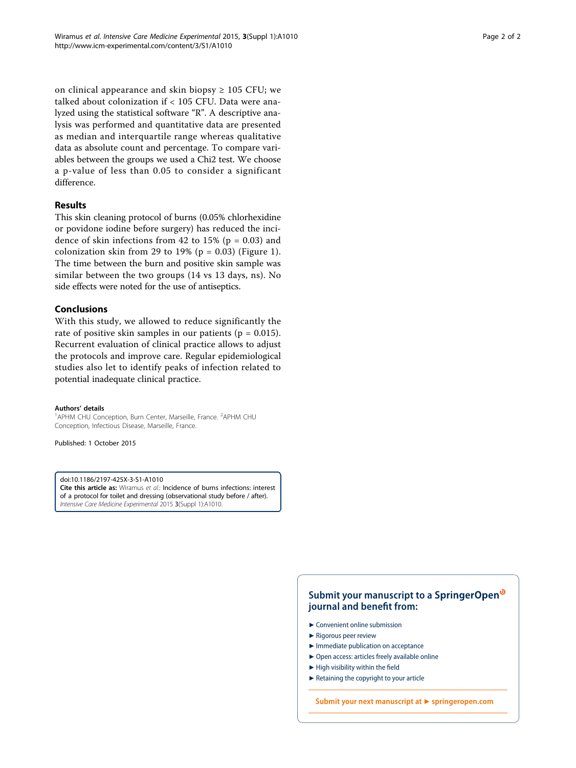on clinical appearance and skin biopsy ≥ 105 CFU; we talked about colonization if < 105 CFU. Data were analyzed using the statistical software "R". A descriptive analysis was performed and quantitative data are presented as median and interquartile range whereas qualitative data as absolute count and percentage. To compare variables between the groups we used a Chi2 test. We choose a p-value of less than 0.05 to consider a significant difference.

## Results

This skin cleaning protocol of burns (0.05% chlorhexidine or povidone iodine before surgery) has reduced the incidence of skin infections from 42 to 15% ($p = 0.03$) and colonization skin from 29 to 19% ($p = 0.03$) (Figure 1). The time between the burn and positive skin sample was similar between the two groups (14 vs 13 days, ns). No side effects were noted for the use of antiseptics.

## Conclusions

With this study, we allowed to reduce significantly the rate of positive skin samples in our patients ($p = 0.015$). Recurrent evaluation of clinical practice allows to adjust the protocols and improve care. Regular epidemiological studies also let to identify peaks of infection related to potential inadequate clinical practice.

**Authors' details**

[1]APHM CHU Conception, Burn Center, Marseille, France. [2]APHM CHU Conception, Infectious Disease, Marseille, France.

Published: 1 October 2015

doi:10.1186/2197-425X-3-S1-A1010

**Cite this article as:** Wiramus *et al.*: Incidence of burns infections: interest of a protocol for toilet and dressing (observational study before / after). *Intensive Care Medicine Experimental* 2015 **3**(Suppl 1):A1010.

**Submit your manuscript to a SpringerOpen journal and benefit from:**

- ► Convenient online submission
- ► Rigorous peer review
- ► Immediate publication on acceptance
- ► Open access: articles freely available online
- ► High visibility within the field
- ► Retaining the copyright to your article

**Submit your next manuscript at ► springeropen.com**